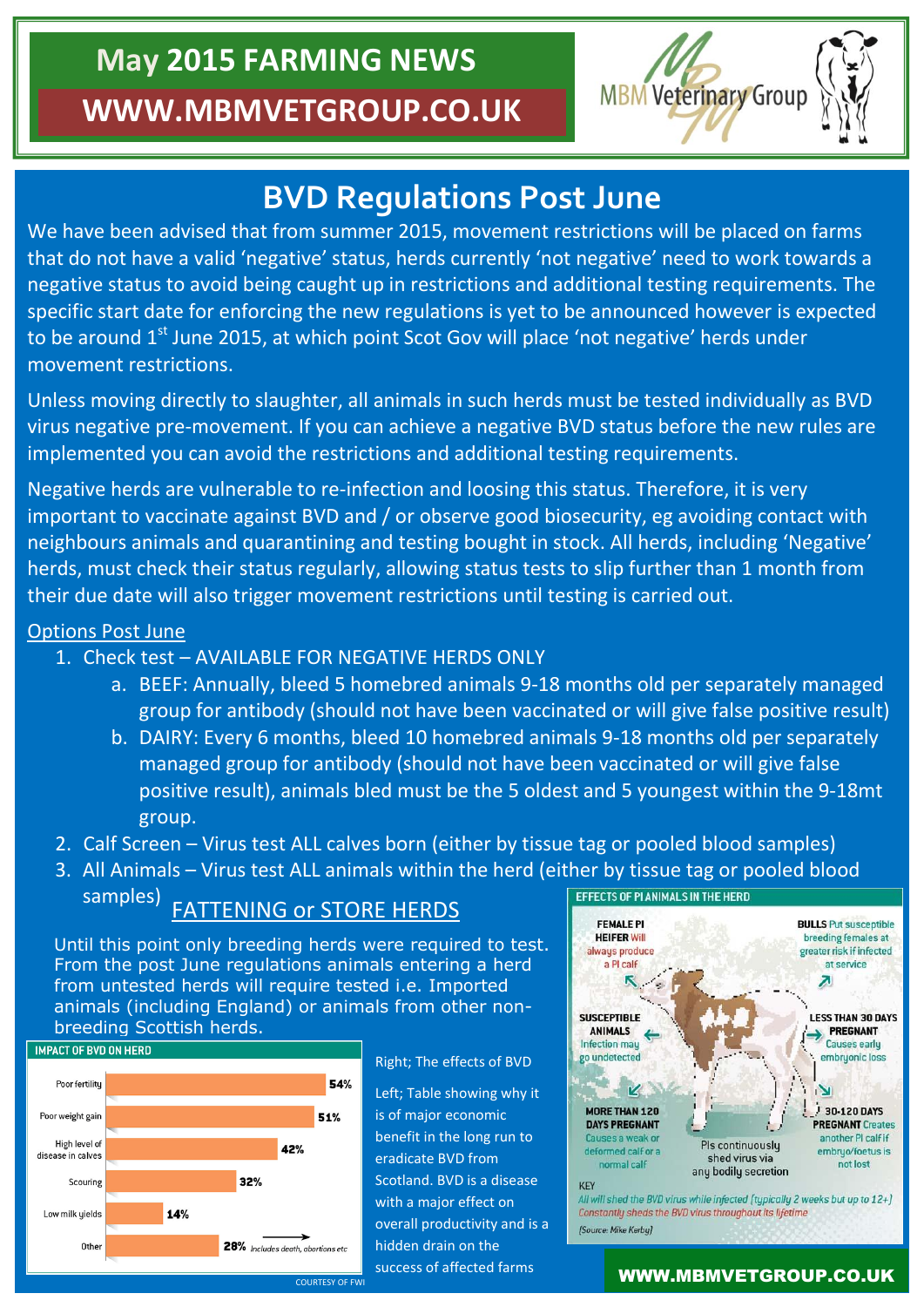# May 2015 FARMING NEWS

## WWW.MBMVETGROUP.CO.UK

MBM Veterinary Group

## BVD Regulations Post June

We have been advised that from summer 2015, movement restrictions will be placed on farms that do not have a valid 'negative' status, herds currently 'not negative' need to work towards a negative status to avoid being caught up in restrictions and additional testing requirements. The specific start date for enforcing the new regulations is yet to be announced however is expected to be around 1st June 2015, at which point Scot Gov will place 'not negative' herds under movement restrictions.

Unless moving directly to slaughter, all animals in such herds must be tested individually as BVD virus negative pre-movement. If you can achieve a negative BVD status before the new rules are implemented you can avoid the restrictions and additional testing requirements.

Negative herds are vulnerable to re-infection and loosing this status. Therefore, it is very important to vaccinate against BVD and / or observe good biosecurity, eg avoiding contact with neighbours animals and quarantining and testing bought in stock. All herds, including 'Negative' herds, must check their status regularly, allowing status tests to slip further than 1 month from their due date will also trigger movement restrictions until testing is carried out.

### Options Post June

1. Check test – AVAILABLE FOR NEGATIVE HERDS ONLY
   a. BEEF: Annually, bleed 5 homebred animals 9-18 months old per separately managed group for antibody (should not have been vaccinated or will give false positive result)
   b. DAIRY: Every 6 months, bleed 10 homebred animals 9-18 months old per separately managed group for antibody (should not have been vaccinated or will give false positive result), animals bled must be the 5 oldest and 5 youngest within the 9-18mt group.
2. Calf Screen – Virus test ALL calves born (either by tissue tag or pooled blood samples)
3. All Animals – Virus test ALL animals within the herd (either by tissue tag or pooled blood samples)

### FATTENING or STORE HERDS

Until this point only breeding herds were required to test. From the post June regulations animals entering a herd from untested herds will require tested i.e. Imported animals (including England) or animals from other non-breeding Scottish herds.

**IMPACT OF BVD ON HERD**

| Impact | % |
|---|---|
| Poor fertility | 54% |
| Poor weight gain | 51% |
| High level of disease in calves | 42% |
| Scouring | 32% |
| Low milk yields | 14% |
| Other | 28% (Includes death, abortions etc) |

COURTESY OF FWI

Right; The effects of BVD

Left; Table showing why it is of major economic benefit in the long run to eradicate BVD from Scotland. BVD is a disease with a major effect on overall productivity and is a hidden drain on the success of affected farms

**EFFECTS OF PI ANIMALS IN THE HERD**

- **FEMALE PI HEIFER** Will always produce a PI calf
- **BULLS** Put susceptible breeding females at greater risk if infected at service
- **SUSCEPTIBLE ANIMALS** Infection may go undetected
- **LESS THAN 30 DAYS PREGNANT** Causes early embryonic loss
- **MORE THAN 120 DAYS PREGNANT** Causes a weak or deformed calf or a normal calf
- **30-120 DAYS PREGNANT** Creates another PI calf if embryo/foetus is not lost
- PIs continuously shed virus via any bodily secretion

KEY
*All will shed the BVD virus while infected (typically 2 weeks but up to 12+)*
*Constantly sheds the BVD virus throughout its lifetime*

(Source: Mike Kerby)

WWW.MBMVETGROUP.CO.UK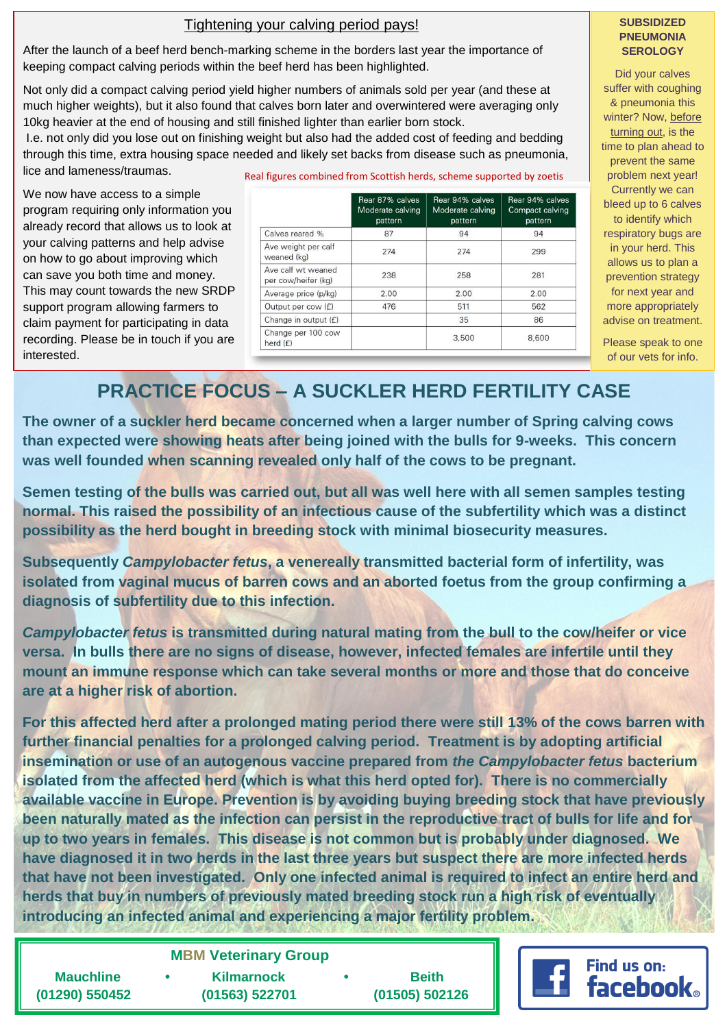## Tightening your calving period pays!

After the launch of a beef herd bench-marking scheme in the borders last year the importance of keeping compact calving periods within the beef herd has been highlighted.

Not only did a compact calving period yield higher numbers of animals sold per year (and these at much higher weights), but it also found that calves born later and overwintered were averaging only 10kg heavier at the end of housing and still finished lighter than earlier born stock.
I.e. not only did you lose out on finishing weight but also had the added cost of feeding and bedding through this time, extra housing space needed and likely set backs from disease such as pneumonia, lice and lameness/traumas.

We now have access to a simple program requiring only information you already record that allows us to look at your calving patterns and help advise on how to go about improving which can save you both time and money. This may count towards the new SRDP support program allowing farmers to claim payment for participating in data recording. Please be in touch if you are interested.

Real figures combined from Scottish herds, scheme supported by zoetis

| | Rear 87% calves Moderate calving pattern | Rear 94% calves Moderate calving pattern | Rear 94% calves Compact calving pattern |
|---|---|---|---|
| Calves reared % | 87 | 94 | 94 |
| Ave weight per calf weaned (kg) | 274 | 274 | 299 |
| Ave calf wt weaned per cow/heifer (kg) | 238 | 258 | 281 |
| Average price (p/kg) | 2.00 | 2.00 | 2.00 |
| Output per cow (£) | 476 | 511 | 562 |
| Change in output (£) | | 35 | 86 |
| Change per 100 cow herd (£) | | 3,500 | 8,600 |

### SUBSIDIZED PNEUMONIA SEROLOGY

Did your calves suffer with coughing & pneumonia this winter? Now, before turning out, is the time to plan ahead to prevent the same problem next year! Currently we can bleed up to 6 calves to identify which respiratory bugs are in your herd. This allows us to plan a prevention strategy for next year and more appropriately advise on treatment.

Please speak to one of our vets for info.

# PRACTICE FOCUS – A SUCKLER HERD FERTILITY CASE

**The owner of a suckler herd became concerned when a larger number of Spring calving cows than expected were showing heats after being joined with the bulls for 9-weeks. This concern was well founded when scanning revealed only half of the cows to be pregnant.**

**Semen testing of the bulls was carried out, but all was well here with all semen samples testing normal. This raised the possibility of an infectious cause of the subfertility which was a distinct possibility as the herd bought in breeding stock with minimal biosecurity measures.**

**Subsequently *Campylobacter fetus*, a venereally transmitted bacterial form of infertility, was isolated from vaginal mucus of barren cows and an aborted foetus from the group confirming a diagnosis of subfertility due to this infection.**

***Campylobacter fetus* is transmitted during natural mating from the bull to the cow/heifer or vice versa. In bulls there are no signs of disease, however, infected females are infertile until they mount an immune response which can take several months or more and those that do conceive are at a higher risk of abortion.**

**For this affected herd after a prolonged mating period there were still 13% of the cows barren with further financial penalties for a prolonged calving period. Treatment is by adopting artificial insemination or use of an autogenous vaccine prepared from *the Campylobacter fetus* bacterium isolated from the affected herd (which is what this herd opted for). There is no commercially available vaccine in Europe. Prevention is by avoiding buying breeding stock that have previously been naturally mated as the infection can persist in the reproductive tract of bulls for life and for up to two years in females. This disease is not common but is probably under diagnosed. We have diagnosed it in two herds in the last three years but suspect there are more infected herds that have not been investigated. Only one infected animal is required to infect an entire herd and herds that buy in numbers of previously mated breeding stock run a high risk of eventually introducing an infected animal and experiencing a major fertility problem.**

**MBM Veterinary Group**

**Mauchline (01290) 550452 • Kilmarnock (01563) 522701 • Beith (01505) 502126**

Find us on: facebook